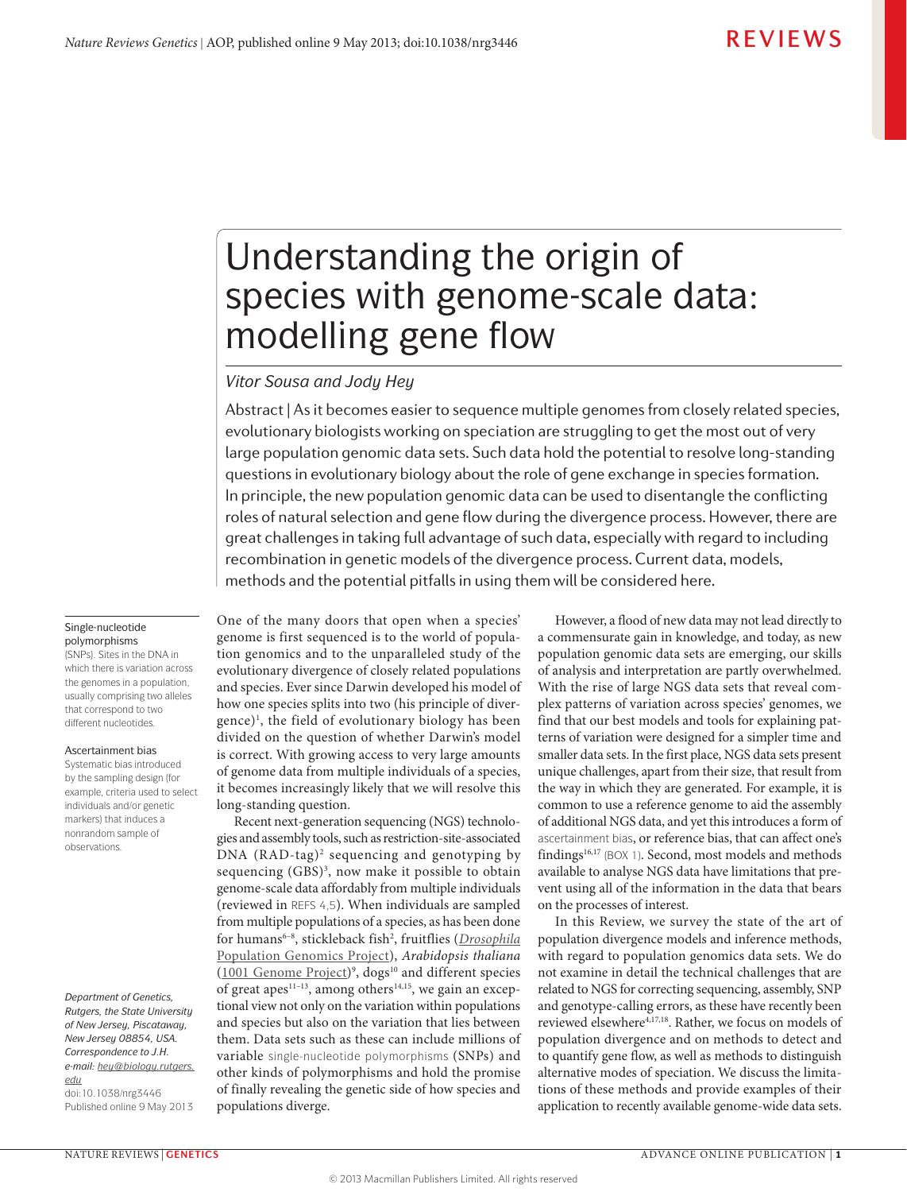# Understanding the origin of species with genome-scale data: modelling gene flow

*Vitor Sousa and Jody Hey*

Abstract | As it becomes easier to sequence multiple genomes from closely related species, evolutionary biologists working on speciation are struggling to get the most out of very large population genomic data sets. Such data hold the potential to resolve long-standing questions in evolutionary biology about the role of gene exchange in species formation. In principle, the new population genomic data can be used to disentangle the conflicting roles of natural selection and gene flow during the divergence process. However, there are great challenges in taking full advantage of such data, especially with regard to including recombination in genetic models of the divergence process. Current data, models, methods and the potential pitfalls in using them will be considered here.

One of the many doors that open when a species' genome is first sequenced is to the world of population genomics and to the unparalleled study of the evolutionary divergence of closely related populations and species. Ever since Darwin developed his model of how one species splits into two (his principle of divergence)[1], the field of evolutionary biology has been divided on the question of whether Darwin's model is correct. With growing access to very large amounts of genome data from multiple individuals of a species, it becomes increasingly likely that we will resolve this long-standing question.

Recent next-generation sequencing (NGS) technologies and assembly tools, such as restriction-site-associated DNA (RAD-tag)[2] sequencing and genotyping by sequencing (GBS)[3], now make it possible to obtain genome-scale data affordably from multiple individuals (reviewed in REFS 4,5). When individuals are sampled from multiple populations of a species, as has been done for humans[6–8], stickleback fish[2], fruitflies (*Drosophila* Population Genomics Project), *Arabidopsis thaliana* (1001 Genome Project)[9], dogs[10] and different species of great apes[11–13], among others[14,15], we gain an exceptional view not only on the variation within populations and species but also on the variation that lies between them. Data sets such as these can include millions of variable single-nucleotide polymorphisms (SNPs) and other kinds of polymorphisms and hold the promise of finally revealing the genetic side of how species and populations diverge.

However, a flood of new data may not lead directly to a commensurate gain in knowledge, and today, as new population genomic data sets are emerging, our skills of analysis and interpretation are partly overwhelmed. With the rise of large NGS data sets that reveal complex patterns of variation across species' genomes, we find that our best models and tools for explaining patterns of variation were designed for a simpler time and smaller data sets. In the first place, NGS data sets present unique challenges, apart from their size, that result from the way in which they are generated. For example, it is common to use a reference genome to aid the assembly of additional NGS data, and yet this introduces a form of ascertainment bias, or reference bias, that can affect one's findings[16,17] (BOX 1). Second, most models and methods available to analyse NGS data have limitations that prevent using all of the information in the data that bears on the processes of interest.

In this Review, we survey the state of the art of population divergence models and inference methods, with regard to population genomics data sets. We do not examine in detail the technical challenges that are related to NGS for correcting sequencing, assembly, SNP and genotype-calling errors, as these have recently been reviewed elsewhere[4,17,18]. Rather, we focus on models of population divergence and on methods to detect and to quantify gene flow, as well as methods to distinguish alternative modes of speciation. We discuss the limitations of these methods and provide examples of their application to recently available genome-wide data sets.

**Single-nucleotide polymorphisms**
(SNPs). Sites in the DNA in which there is variation across the genomes in a population, usually comprising two alleles that correspond to two different nucleotides.

**Ascertainment bias**
Systematic bias introduced by the sampling design (for example, criteria used to select individuals and/or genetic markers) that induces a nonrandom sample of observations.

*Department of Genetics, Rutgers, the State University of New Jersey, Piscataway, New Jersey 08854, USA. Correspondence to J.H. e-mail: hey@biology.rutgers.edu*
doi:10.1038/nrg3446
Published online 9 May 2013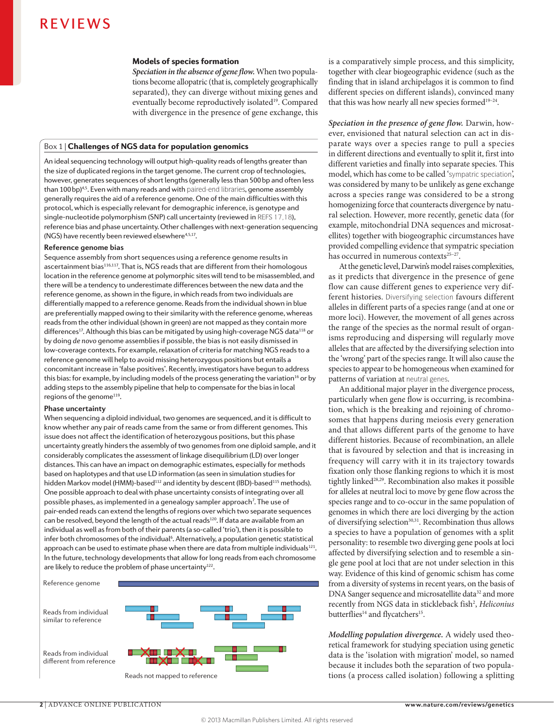## Models of species formation

*Speciation in the absence of gene flow.* When two populations become allopatric (that is, completely geographically separated), they can diverge without mixing genes and eventually become reproductively isolated[19]. Compared with divergence in the presence of gene exchange, this is a comparatively simple process, and this simplicity, together with clear biogeographic evidence (such as the finding that in island archipelagos it is common to find different species on different islands), convinced many that this was how nearly all new species formed[19–24].

*Speciation in the presence of gene flow.* Darwin, however, envisioned that natural selection can act in disparate ways over a species range to pull a species in different directions and eventually to split it, first into different varieties and finally into separate species. This model, which has come to be called 'sympatric speciation', was considered by many to be unlikely as gene exchange across a species range was considered to be a strong homogenizing force that counteracts divergence by natural selection. However, more recently, genetic data (for example, mitochondrial DNA sequences and microsatellites) together with biogeographic circumstances have provided compelling evidence that sympatric speciation has occurred in numerous contexts[25–27].

At the genetic level, Darwin's model raises complexities, as it predicts that divergence in the presence of gene flow can cause different genes to experience very different histories. Diversifying selection favours different alleles in different parts of a species range (and at one or more loci). However, the movement of all genes across the range of the species as the normal result of organisms reproducing and dispersing will regularly move alleles that are affected by the diversifying selection into the 'wrong' part of the species range. It will also cause the species to appear to be homogeneous when examined for patterns of variation at neutral genes.

An additional major player in the divergence process, particularly when gene flow is occurring, is recombination, which is the breaking and rejoining of chromosomes that happens during meiosis every generation and that allows different parts of the genome to have different histories. Because of recombination, an allele that is favoured by selection and that is increasing in frequency will carry with it in its trajectory towards fixation only those flanking regions to which it is most tightly linked[28,29]. Recombination also makes it possible for alleles at neutral loci to move by gene flow across the species range and to co-occur in the same population of genomes in which there are loci diverging by the action of diversifying selection[30,31]. Recombination thus allows a species to have a population of genomes with a split personality: to resemble two diverging gene pools at loci affected by diversifying selection and to resemble a single gene pool at loci that are not under selection in this way. Evidence of this kind of genomic schism has come from a diversity of systems in recent years, on the basis of DNA Sanger sequence and microsatellite data[32] and more recently from NGS data in stickleback fish[2], *Heliconius* butterflies[14] and flycatchers[15].

*Modelling population divergence.* A widely used theoretical framework for studying speciation using genetic data is the 'isolation with migration' model, so named because it includes both the separation of two populations (a process called isolation) following a splitting

---

### Box 1 | Challenges of NGS data for population genomics

An ideal sequencing technology will output high-quality reads of lengths greater than the size of duplicated regions in the target genome. The current crop of technologies, however, generates sequences of short lengths (generally less than 500 bp and often less than 100 bp)[4,5]. Even with many reads and with paired-end libraries, genome assembly generally requires the aid of a reference genome. One of the main difficulties with this protocol, which is especially relevant for demographic inference, is genotype and single-nucleotide polymorphism (SNP) call uncertainty (reviewed in REFS 17,18), reference bias and phase uncertainty. Other challenges with next-generation sequencing (NGS) have recently been reviewed elsewhere[4,5,17].

**Reference genome bias**

Sequence assembly from short sequences using a reference genome results in ascertainment bias[116,117]. That is, NGS reads that are different from their homologous location in the reference genome at polymorphic sites will tend to be misassembled, and there will be a tendency to underestimate differences between the new data and the reference genome, as shown in the figure, in which reads from two individuals are differentially mapped to a reference genome. Reads from the individual shown in blue are preferentially mapped owing to their similarity with the reference genome, whereas reads from the other individual (shown in green) are not mapped as they contain more differences[17]. Although this bias can be mitigated by using high-coverage NGS data[118] or by doing *de novo* genome assemblies if possible, the bias is not easily dismissed in low-coverage contexts. For example, relaxation of criteria for matching NGS reads to a reference genome will help to avoid missing heterozygous positions but entails a concomitant increase in 'false positives'. Recently, investigators have begun to address this bias: for example, by including models of the process generating the variation[16] or by adding steps to the assembly pipeline that help to compensate for the bias in local regions of the genome[119].

**Phase uncertainty**

When sequencing a diploid individual, two genomes are sequenced, and it is difficult to know whether any pair of reads came from the same or from different genomes. This issue does not affect the identification of heterozygous positions, but this phase uncertainty greatly hinders the assembly of two genomes from one diploid sample, and it considerably complicates the assessment of linkage disequilibrium (LD) over longer distances. This can have an impact on demographic estimates, especially for methods based on haplotypes and that use LD information (as seen in simulation studies for hidden Markov model (HMM)-based[112] and identity by descent (IBD)-based[115] methods). One possible approach to deal with phase uncertainty consists of integrating over all possible phases, as implemented in a genealogy sampler approach[7]. The use of pair-ended reads can extend the lengths of regions over which two separate sequences can be resolved, beyond the length of the actual reads[120]. If data are available from an individual as well as from both of their parents (a so-called 'trio'), then it is possible to infer both chromosomes of the individual[6]. Alternatively, a population genetic statistical approach can be used to estimate phase when there are data from multiple individuals[121]. In the future, technology developments that allow for long reads from each chromosome are likely to reduce the problem of phase uncertainty[122].

Reference genome

Reads from individual similar to reference

Reads from individual different from reference

Reads not mapped to reference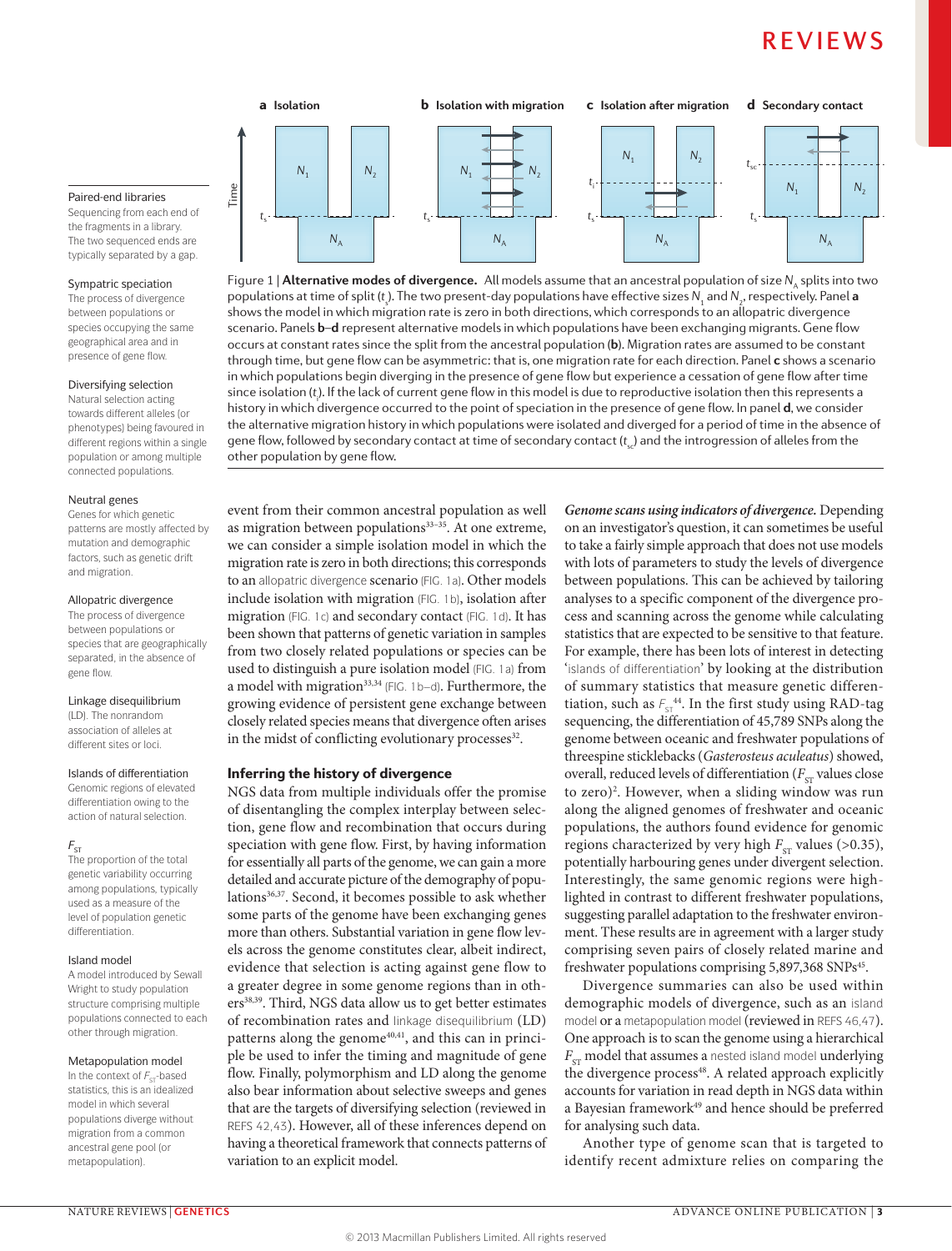Figure 1 | **Alternative modes of divergence.** All models assume that an ancestral population of size $N_A$ splits into two populations at time of split ($t_s$). The two present-day populations have effective sizes $N_1$ and $N_2$, respectively. Panel **a** shows the model in which migration rate is zero in both directions, which corresponds to an allopatric divergence scenario. Panels **b–d** represent alternative models in which populations have been exchanging migrants. Gene flow occurs at constant rates since the split from the ancestral population (**b**). Migration rates are assumed to be constant through time, but gene flow can be asymmetric: that is, one migration rate for each direction. Panel **c** shows a scenario in which populations begin diverging in the presence of gene flow but experience a cessation of gene flow after time since isolation ($t_i$). If the lack of current gene flow in this model is due to reproductive isolation then this represents a history in which divergence occurred to the point of speciation in the presence of gene flow. In panel **d**, we consider the alternative migration history in which populations were isolated and diverged for a period of time in the absence of gene flow, followed by secondary contact at time of secondary contact ($t_{sc}$) and the introgression of alleles from the other population by gene flow.

event from their common ancestral population as well as migration between populations[33–35]. At one extreme, we can consider a simple isolation model in which the migration rate is zero in both directions; this corresponds to an allopatric divergence scenario (FIG. 1a). Other models include isolation with migration (FIG. 1b), isolation after migration (FIG. 1c) and secondary contact (FIG. 1d). It has been shown that patterns of genetic variation in samples from two closely related populations or species can be used to distinguish a pure isolation model (FIG. 1a) from a model with migration[33,34] (FIG. 1b–d). Furthermore, the growing evidence of persistent gene exchange between closely related species means that divergence often arises in the midst of conflicting evolutionary processes[32].

## Inferring the history of divergence

NGS data from multiple individuals offer the promise of disentangling the complex interplay between selection, gene flow and recombination that occurs during speciation with gene flow. First, by having information for essentially all parts of the genome, we can gain a more detailed and accurate picture of the demography of populations[36,37]. Second, it becomes possible to ask whether some parts of the genome have been exchanging genes more than others. Substantial variation in gene flow levels across the genome constitutes clear, albeit indirect, evidence that selection is acting against gene flow to a greater degree in some genome regions than in others[38,39]. Third, NGS data allow us to get better estimates of recombination rates and linkage disequilibrium (LD) patterns along the genome[40,41], and this can in principle be used to infer the timing and magnitude of gene flow. Finally, polymorphism and LD along the genome also bear information about selective sweeps and genes that are the targets of diversifying selection (reviewed in REFS 42,43). However, all of these inferences depend on having a theoretical framework that connects patterns of variation to an explicit model.

***Genome scans using indicators of divergence.*** Depending on an investigator's question, it can sometimes be useful to take a fairly simple approach that does not use models with lots of parameters to study the levels of divergence between populations. This can be achieved by tailoring analyses to a specific component of the divergence process and scanning across the genome while calculating statistics that are expected to be sensitive to that feature. For example, there has been lots of interest in detecting 'islands of differentiation' by looking at the distribution of summary statistics that measure genetic differentiation, such as $F_{ST}$[44]. In the first study using RAD-tag sequencing, the differentiation of 45,789 SNPs along the genome between oceanic and freshwater populations of threespine sticklebacks (*Gasterosteus aculeatus*) showed, overall, reduced levels of differentiation ($F_{ST}$ values close to zero)[2]. However, when a sliding window was run along the aligned genomes of freshwater and oceanic populations, the authors found evidence for genomic regions characterized by very high $F_{ST}$ values (>0.35), potentially harbouring genes under divergent selection. Interestingly, the same genomic regions were highlighted in contrast to different freshwater populations, suggesting parallel adaptation to the freshwater environment. These results are in agreement with a larger study comprising seven pairs of closely related marine and freshwater populations comprising 5,897,368 SNPs[45].

Divergence summaries can also be used within demographic models of divergence, such as an island model or a metapopulation model (reviewed in REFS 46,47). One approach is to scan the genome using a hierarchical $F_{ST}$ model that assumes a nested island model underlying the divergence process[48]. A related approach explicitly accounts for variation in read depth in NGS data within a Bayesian framework[49] and hence should be preferred for analysing such data.

Another type of genome scan that is targeted to identify recent admixture relies on comparing the

**Paired-end libraries**
Sequencing from each end of the fragments in a library. The two sequenced ends are typically separated by a gap.

**Sympatric speciation**
The process of divergence between populations or species occupying the same geographical area and in presence of gene flow.

**Diversifying selection**
Natural selection acting towards different alleles (or phenotypes) being favoured in different regions within a single population or among multiple connected populations.

**Neutral genes**
Genes for which genetic patterns are mostly affected by mutation and demographic factors, such as genetic drift and migration.

**Allopatric divergence**
The process of divergence between populations or species that are geographically separated, in the absence of gene flow.

**Linkage disequilibrium**
(LD). The nonrandom association of alleles at different sites or loci.

**Islands of differentiation**
Genomic regions of elevated differentiation owing to the action of natural selection.

**$F_{ST}$**
The proportion of the total genetic variability occurring among populations, typically used as a measure of the level of population genetic differentiation.

**Island model**
A model introduced by Sewall Wright to study population structure comprising multiple populations connected to each other through migration.

**Metapopulation model**
In the context of $F_{ST}$-based statistics, this is an idealized model in which several populations diverge without migration from a common ancestral gene pool (or metapopulation).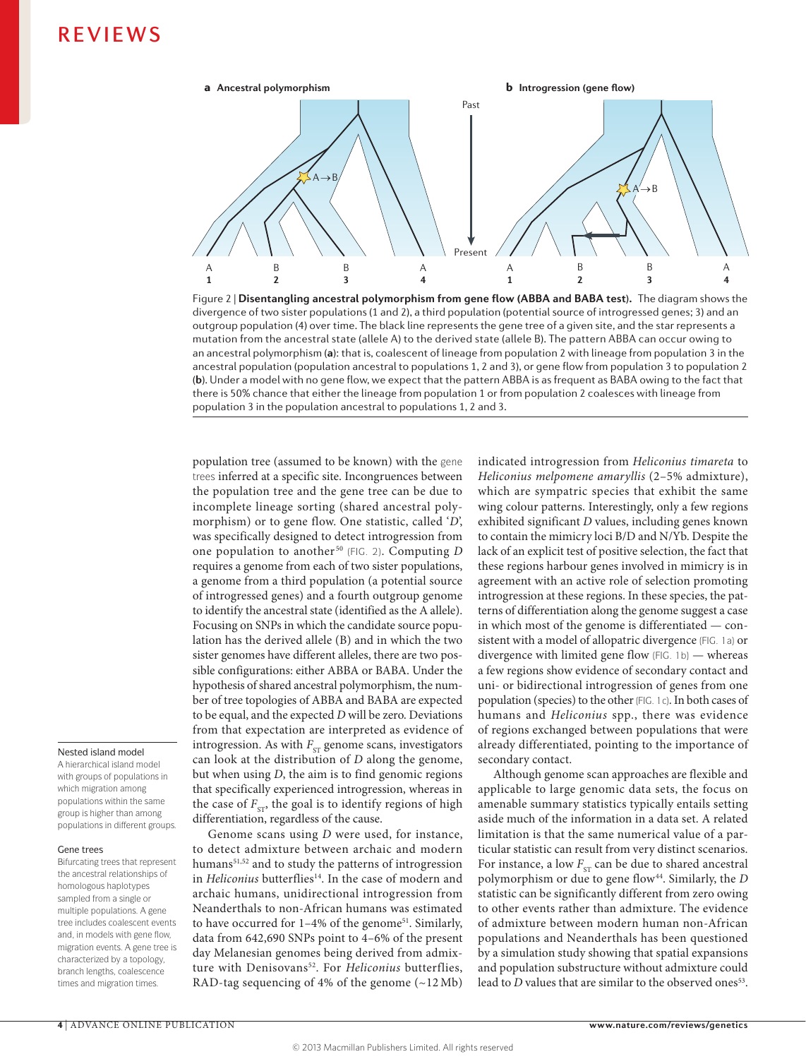Figure 2 | **Disentangling ancestral polymorphism from gene flow (ABBA and BABA test).** The diagram shows the divergence of two sister populations (1 and 2), a third population (potential source of introgressed genes; 3) and an outgroup population (4) over time. The black line represents the gene tree of a given site, and the star represents a mutation from the ancestral state (allele A) to the derived state (allele B). The pattern ABBA can occur owing to an ancestral polymorphism (**a**): that is, coalescent of lineage from population 2 with lineage from population 3 in the ancestral population (population ancestral to populations 1, 2 and 3), or gene flow from population 3 to population 2 (**b**). Under a model with no gene flow, we expect that the pattern ABBA is as frequent as BABA owing to the fact that there is 50% chance that either the lineage from population 1 or from population 2 coalesces with lineage from population 3 in the population ancestral to populations 1, 2 and 3.

population tree (assumed to be known) with the gene trees inferred at a specific site. Incongruences between the population tree and the gene tree can be due to incomplete lineage sorting (shared ancestral polymorphism) or to gene flow. One statistic, called '*D*', was specifically designed to detect introgression from one population to another[50] (FIG. 2). Computing *D* requires a genome from each of two sister populations, a genome from a third population (a potential source of introgressed genes) and a fourth outgroup genome to identify the ancestral state (identified as the A allele). Focusing on SNPs in which the candidate source population has the derived allele (B) and in which the two sister genomes have different alleles, there are two possible configurations: either ABBA or BABA. Under the hypothesis of shared ancestral polymorphism, the number of tree topologies of ABBA and BABA are expected to be equal, and the expected *D* will be zero. Deviations from that expectation are interpreted as evidence of introgression. As with $F_{ST}$ genome scans, investigators can look at the distribution of *D* along the genome, but when using *D*, the aim is to find genomic regions that specifically experienced introgression, whereas in the case of $F_{ST}$, the goal is to identify regions of high differentiation, regardless of the cause.

Genome scans using *D* were used, for instance, to detect admixture between archaic and modern humans[51,52] and to study the patterns of introgression in *Heliconius* butterflies[14]. In the case of modern and archaic humans, unidirectional introgression from Neanderthals to non-African humans was estimated to have occurred for 1–4% of the genome[51]. Similarly, data from 642,690 SNPs point to 4–6% of the present day Melanesian genomes being derived from admixture with Denisovans[52]. For *Heliconius* butterflies, RAD-tag sequencing of 4% of the genome (~12 Mb) indicated introgression from *Heliconius timareta* to *Heliconius melpomene amaryllis* (2–5% admixture), which are sympatric species that exhibit the same wing colour patterns. Interestingly, only a few regions exhibited significant *D* values, including genes known to contain the mimicry loci B/D and N/Yb. Despite the lack of an explicit test of positive selection, the fact that these regions harbour genes involved in mimicry is in agreement with an active role of selection promoting introgression at these regions. In these species, the patterns of differentiation along the genome suggest a case in which most of the genome is differentiated — consistent with a model of allopatric divergence (FIG. 1a) or divergence with limited gene flow (FIG. 1b) — whereas a few regions show evidence of secondary contact and uni- or bidirectional introgression of genes from one population (species) to the other (FIG. 1c). In both cases of humans and *Heliconius* spp., there was evidence of regions exchanged between populations that were already differentiated, pointing to the importance of secondary contact.

Although genome scan approaches are flexible and applicable to large genomic data sets, the focus on amenable summary statistics typically entails setting aside much of the information in a data set. A related limitation is that the same numerical value of a particular statistic can result from very distinct scenarios. For instance, a low $F_{ST}$ can be due to shared ancestral polymorphism or due to gene flow[44]. Similarly, the *D* statistic can be significantly different from zero owing to other events rather than admixture. The evidence of admixture between modern human non-African populations and Neanderthals has been questioned by a simulation study showing that spatial expansions and population substructure without admixture could lead to *D* values that are similar to the observed ones[53].

**Nested island model**
A hierarchical island model with groups of populations in which migration among populations within the same group is higher than among populations in different groups.

**Gene trees**
Bifurcating trees that represent the ancestral relationships of homologous haplotypes sampled from a single or multiple populations. A gene tree includes coalescent events and, in models with gene flow, migration events. A gene tree is characterized by a topology, branch lengths, coalescence times and migration times.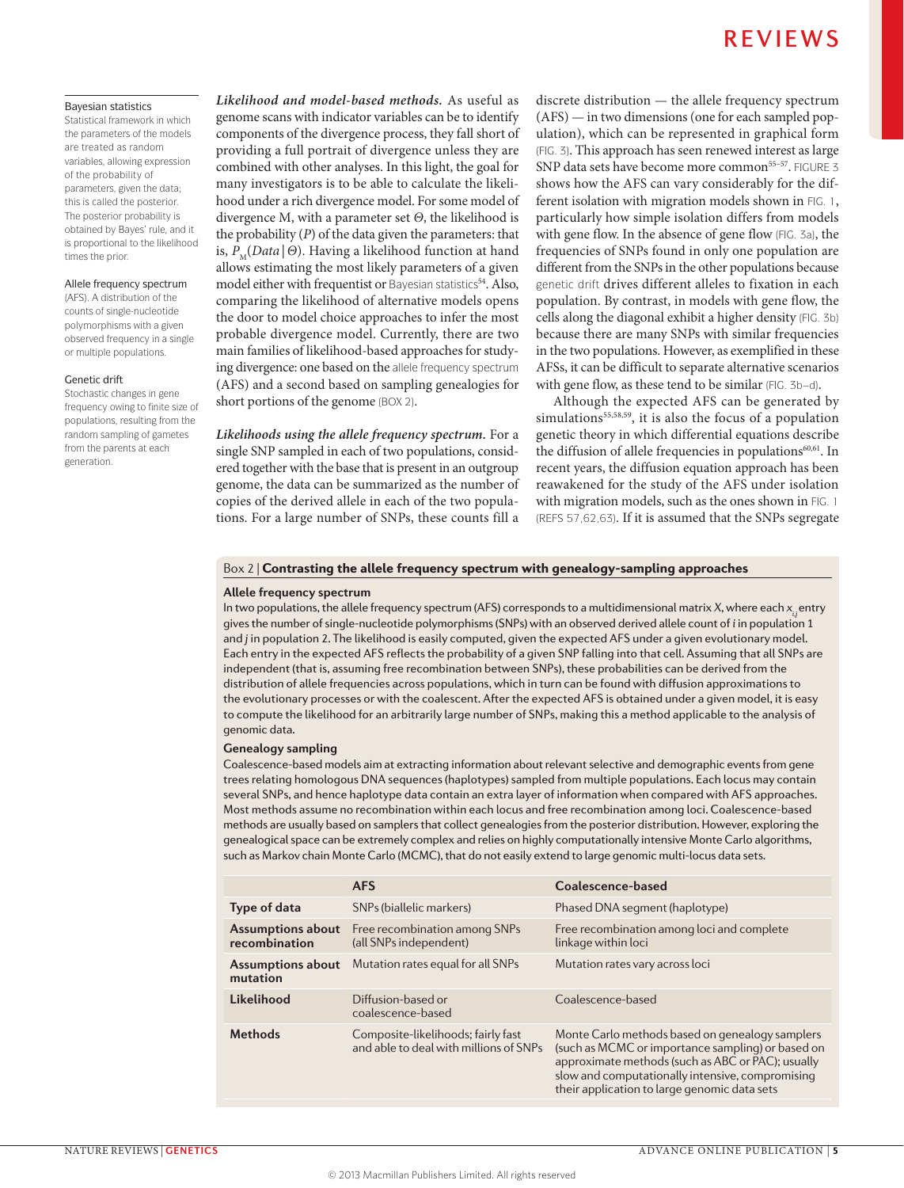**Bayesian statistics**
Statistical framework in which the parameters of the models are treated as random variables, allowing expression of the probability of parameters, given the data; this is called the posterior. The posterior probability is obtained by Bayes' rule, and it is proportional to the likelihood times the prior.

**Allele frequency spectrum**
(AFS). A distribution of the counts of single-nucleotide polymorphisms with a given observed frequency in a single or multiple populations.

**Genetic drift**
Stochastic changes in gene frequency owing to finite size of populations, resulting from the random sampling of gametes from the parents at each generation.

***Likelihood and model-based methods.*** As useful as genome scans with indicator variables can be to identify components of the divergence process, they fall short of providing a full portrait of divergence unless they are combined with other analyses. In this light, the goal for many investigators is to be able to calculate the likelihood under a rich divergence model. For some model of divergence M, with a parameter set $\Theta$, the likelihood is the probability ($P$) of the data given the parameters: that is, $P_M(Data\,|\,\Theta)$. Having a likelihood function at hand allows estimating the most likely parameters of a given model either with frequentist or Bayesian statistics[54]. Also, comparing the likelihood of alternative models opens the door to model choice approaches to infer the most probable divergence model. Currently, there are two main families of likelihood-based approaches for studying divergence: one based on the allele frequency spectrum (AFS) and a second based on sampling genealogies for short portions of the genome (BOX 2).

***Likelihoods using the allele frequency spectrum.*** For a single SNP sampled in each of two populations, considered together with the base that is present in an outgroup genome, the data can be summarized as the number of copies of the derived allele in each of the two populations. For a large number of SNPs, these counts fill a discrete distribution — the allele frequency spectrum (AFS) — in two dimensions (one for each sampled population), which can be represented in graphical form (FIG. 3). This approach has seen renewed interest as large SNP data sets have become more common[55–57]. FIGURE 3 shows how the AFS can vary considerably for the different isolation with migration models shown in FIG. 1, particularly how simple isolation differs from models with gene flow. In the absence of gene flow (FIG. 3a), the frequencies of SNPs found in only one population are different from the SNPs in the other populations because genetic drift drives different alleles to fixation in each population. By contrast, in models with gene flow, the cells along the diagonal exhibit a higher density (FIG. 3b) because there are many SNPs with similar frequencies in the two populations. However, as exemplified in these AFSs, it can be difficult to separate alternative scenarios with gene flow, as these tend to be similar (FIG. 3b–d).

Although the expected AFS can be generated by simulations[55,58,59], it is also the focus of a population genetic theory in which differential equations describe the diffusion of allele frequencies in populations[60,61]. In recent years, the diffusion equation approach has been reawakened for the study of the AFS under isolation with migration models, such as the ones shown in FIG. 1 (REFS 57,62,63). If it is assumed that the SNPs segregate

**Box 2 | Contrasting the allele frequency spectrum with genealogy-sampling approaches**

**Allele frequency spectrum**

In two populations, the allele frequency spectrum (AFS) corresponds to a multidimensional matrix X, where each $x_{i,j}$ entry gives the number of single-nucleotide polymorphisms (SNPs) with an observed derived allele count of $i$ in population 1 and $j$ in population 2. The likelihood is easily computed, given the expected AFS under a given evolutionary model. Each entry in the expected AFS reflects the probability of a given SNP falling into that cell. Assuming that all SNPs are independent (that is, assuming free recombination between SNPs), these probabilities can be derived from the distribution of allele frequencies across populations, which in turn can be found with diffusion approximations to the evolutionary processes or with the coalescent. After the expected AFS is obtained under a given model, it is easy to compute the likelihood for an arbitrarily large number of SNPs, making this a method applicable to the analysis of genomic data.

**Genealogy sampling**

Coalescence-based models aim at extracting information about relevant selective and demographic events from gene trees relating homologous DNA sequences (haplotypes) sampled from multiple populations. Each locus may contain several SNPs, and hence haplotype data contain an extra layer of information when compared with AFS approaches. Most methods assume no recombination within each locus and free recombination among loci. Coalescence-based methods are usually based on samplers that collect genealogies from the posterior distribution. However, exploring the genealogical space can be extremely complex and relies on highly computationally intensive Monte Carlo algorithms, such as Markov chain Monte Carlo (MCMC), that do not easily extend to large genomic multi-locus data sets.

| | AFS | Coalescence-based |
|---|---|---|
| **Type of data** | SNPs (biallelic markers) | Phased DNA segment (haplotype) |
| **Assumptions about recombination** | Free recombination among SNPs (all SNPs independent) | Free recombination among loci and complete linkage within loci |
| **Assumptions about mutation** | Mutation rates equal for all SNPs | Mutation rates vary across loci |
| **Likelihood** | Diffusion-based or coalescence-based | Coalescence-based |
| **Methods** | Composite-likelihoods; fairly fast and able to deal with millions of SNPs | Monte Carlo methods based on genealogy samplers (such as MCMC or importance sampling) or based on approximate methods (such as ABC or PAC); usually slow and computationally intensive, compromising their application to large genomic data sets |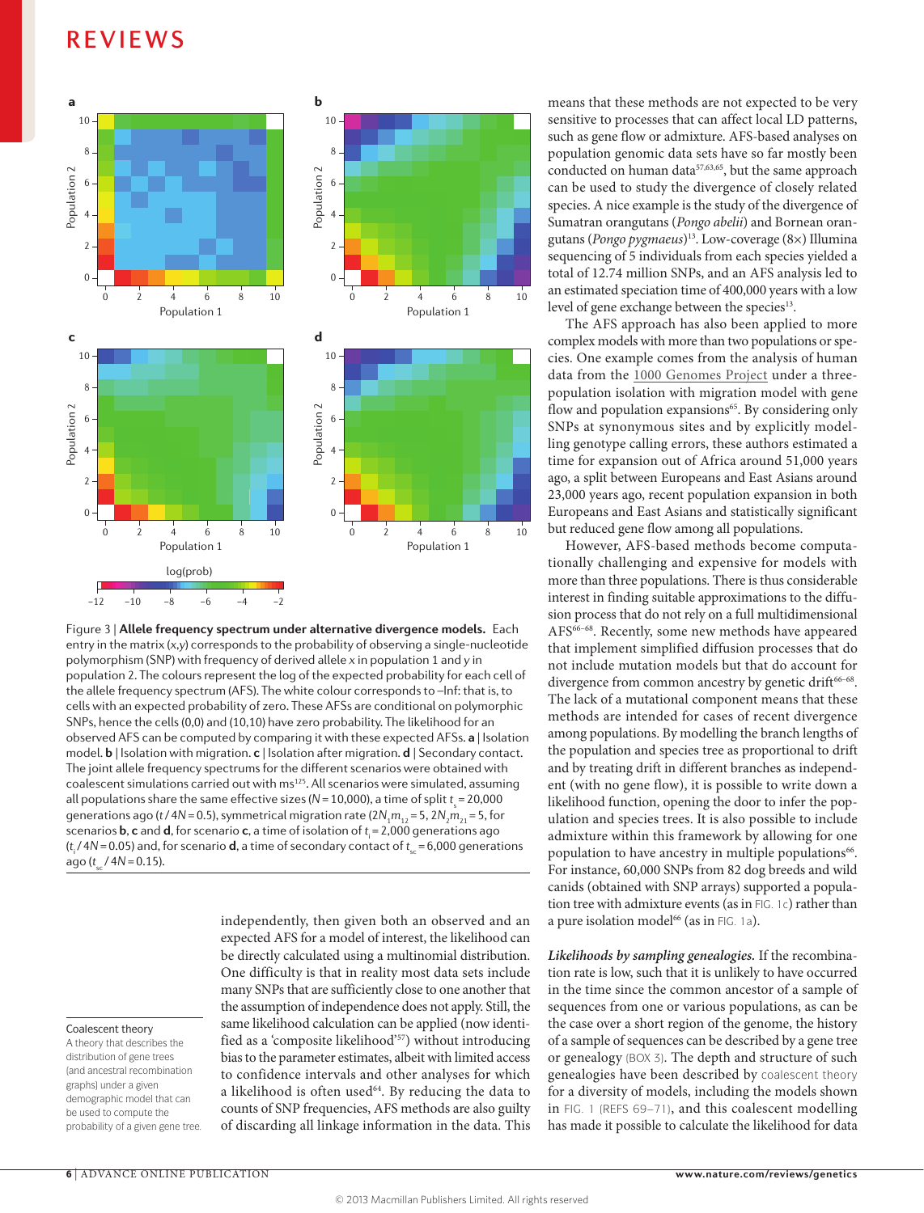Figure 3 | **Allele frequency spectrum under alternative divergence models.** Each entry in the matrix (*x*,*y*) corresponds to the probability of observing a single-nucleotide polymorphism (SNP) with frequency of derived allele *x* in population 1 and *y* in population 2. The colours represent the log of the expected probability for each cell of the allele frequency spectrum (AFS). The white colour corresponds to –Inf: that is, to cells with an expected probability of zero. These AFSs are conditional on polymorphic SNPs, hence the cells (0,0) and (10,10) have zero probability. The likelihood for an observed AFS can be computed by comparing it with these expected AFSs. **a** | Isolation model. **b** | Isolation with migration. **c** | Isolation after migration. **d** | Secondary contact. The joint allele frequency spectrums for the different scenarios were obtained with coalescent simulations carried out with ms[125]. All scenarios were simulated, assuming all populations share the same effective sizes ($N$ = 10,000), a time of split $t_s$ = 20,000 generations ago ($t/4N$ = 0.5), symmetrical migration rate ($2N_1m_{12}$ = 5, $2N_2m_{21}$ = 5, for scenarios **b**, **c** and **d**, for scenario **c**, a time of isolation of $t_i$ = 2,000 generations ago ($t_i/4N$ = 0.05) and, for scenario **d**, a time of secondary contact of $t_{sc}$ = 6,000 generations ago ($t_{sc}/4N$ = 0.15).

independently, then given both an observed and an expected AFS for a model of interest, the likelihood can be directly calculated using a multinomial distribution. One difficulty is that in reality most data sets include many SNPs that are sufficiently close to one another that the assumption of independence does not apply. Still, the same likelihood calculation can be applied (now identified as a 'composite likelihood'[57]) without introducing bias to the parameter estimates, albeit with limited access to confidence intervals and other analyses for which a likelihood is often used[64]. By reducing the data to counts of SNP frequencies, AFS methods are also guilty of discarding all linkage information in the data. This means that these methods are not expected to be very sensitive to processes that can affect local LD patterns, such as gene flow or admixture. AFS-based analyses on population genomic data sets have so far mostly been conducted on human data[57,63,65], but the same approach can be used to study the divergence of closely related species. A nice example is the study of the divergence of Sumatran orangutans (*Pongo abelii*) and Bornean orangutans (*Pongo pygmaeus*)[13]. Low-coverage (8×) Illumina sequencing of 5 individuals from each species yielded a total of 12.74 million SNPs, and an AFS analysis led to an estimated speciation time of 400,000 years with a low level of gene exchange between the species[13].

The AFS approach has also been applied to more complex models with more than two populations or species. One example comes from the analysis of human data from the 1000 Genomes Project under a three-population isolation with migration model with gene flow and population expansions[65]. By considering only SNPs at synonymous sites and by explicitly modelling genotype calling errors, these authors estimated a time for expansion out of Africa around 51,000 years ago, a split between Europeans and East Asians around 23,000 years ago, recent population expansion in both Europeans and East Asians and statistically significant but reduced gene flow among all populations.

However, AFS-based methods become computationally challenging and expensive for models with more than three populations. There is thus considerable interest in finding suitable approximations to the diffusion process that do not rely on a full multidimensional AFS[66–68]. Recently, some new methods have appeared that implement simplified diffusion processes that do not include mutation models but that do account for divergence from common ancestry by genetic drift[66–68]. The lack of a mutational component means that these methods are intended for cases of recent divergence among populations. By modelling the branch lengths of the population and species tree as proportional to drift and by treating drift in different branches as independent (with no gene flow), it is possible to write down a likelihood function, opening the door to infer the population and species trees. It is also possible to include admixture within this framework by allowing for one population to have ancestry in multiple populations[66]. For instance, 60,000 SNPs from 82 dog breeds and wild canids (obtained with SNP arrays) supported a population tree with admixture events (as in FIG. 1c) rather than a pure isolation model[66] (as in FIG. 1a).

***Likelihoods by sampling genealogies.*** If the recombination rate is low, such that it is unlikely to have occurred in the time since the common ancestor of a sample of sequences from one or various populations, as can be the case over a short region of the genome, the history of a sample of sequences can be described by a gene tree or genealogy (BOX 3). The depth and structure of such genealogies have been described by coalescent theory for a diversity of models, including the models shown in FIG. 1 (REFS 69–71), and this coalescent modelling has made it possible to calculate the likelihood for data

**Coalescent theory**
A theory that describes the distribution of gene trees (and ancestral recombination graphs) under a given demographic model that can be used to compute the probability of a given gene tree.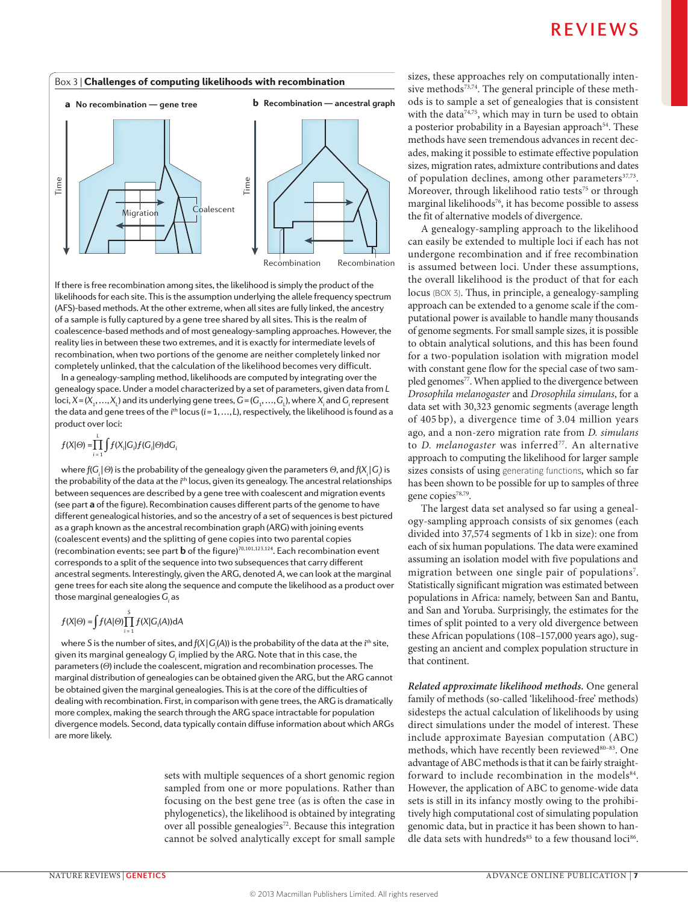## Box 3 | Challenges of computing likelihoods with recombination

**a** No recombination — gene tree

**b** Recombination — ancestral graph

If there is free recombination among sites, the likelihood is simply the product of the likelihoods for each site. This is the assumption underlying the allele frequency spectrum (AFS)-based methods. At the other extreme, when all sites are fully linked, the ancestry of a sample is fully captured by a gene tree shared by all sites. This is the realm of coalescence-based methods and of most genealogy-sampling approaches. However, the reality lies in between these two extremes, and it is exactly for intermediate levels of recombination, when two portions of the genome are neither completely linked nor completely unlinked, that the calculation of the likelihood becomes very difficult.

In a genealogy-sampling method, likelihoods are computed by integrating over the genealogy space. Under a model characterized by a set of parameters, given data from $L$ loci, $X = (X_1,\dots,X_L)$ and its underlying gene trees, $G = (G_1,\dots,G_L)$, where $X_i$ and $G_i$ represent the data and gene trees of the $i^{th}$ locus ($i = 1,\dots,L$), respectively, the likelihood is found as a product over loci:

$$f(X|\Theta) = \prod_{i=1}^{L} \int f(X_i|G_i) f(G_i|\Theta) dG_i$$

where $f(G_i|\Theta)$ is the probability of the genealogy given the parameters $\Theta$, and $f(X_i|G_i)$ is the probability of the data at the $i^{th}$ locus, given its genealogy. The ancestral relationships between sequences are described by a gene tree with coalescent and migration events (see part **a** of the figure). Recombination causes different parts of the genome to have different genealogical histories, and so the ancestry of a set of sequences is best pictured as a graph known as the ancestral recombination graph (ARG) with joining events (coalescent events) and the splitting of gene copies into two parental copies (recombination events; see part **b** of the figure)[70,101,123,124]. Each recombination event corresponds to a split of the sequence into two subsequences that carry different ancestral segments. Interestingly, given the ARG, denoted $A$, we can look at the marginal gene trees for each site along the sequence and compute the likelihood as a product over those marginal genealogies $G_i$ as

$$f(X|\Theta) = \int f(A|\Theta) \prod_{i=1}^{S} f(X|G_i(A)) dA$$

where $S$ is the number of sites, and $f(X|G_i(A))$ is the probability of the data at the $i^{th}$ site, given its marginal genealogy $G_i$ implied by the ARG. Note that in this case, the parameters ($\Theta$) include the coalescent, migration and recombination processes. The marginal distribution of genealogies can be obtained given the ARG, but the ARG cannot be obtained given the marginal genealogies. This is at the core of the difficulties of dealing with recombination. First, in comparison with gene trees, the ARG is dramatically more complex, making the search through the ARG space intractable for population divergence models. Second, data typically contain diffuse information about which ARGs are more likely.

---

sets with multiple sequences of a short genomic region sampled from one or more populations. Rather than focusing on the best gene tree (as is often the case in phylogenetics), the likelihood is obtained by integrating over all possible genealogies[72]. Because this integration cannot be solved analytically except for small sample sizes, these approaches rely on computationally intensive methods[73,74]. The general principle of these methods is to sample a set of genealogies that is consistent with the data[74,75], which may in turn be used to obtain a posterior probability in a Bayesian approach[54]. These methods have seen tremendous advances in recent decades, making it possible to estimate effective population sizes, migration rates, admixture contributions and dates of population declines, among other parameters[37,73]. Moreover, through likelihood ratio tests[75] or through marginal likelihoods[76], it has become possible to assess the fit of alternative models of divergence.

A genealogy-sampling approach to the likelihood can easily be extended to multiple loci if each has not undergone recombination and if free recombination is assumed between loci. Under these assumptions, the overall likelihood is the product of that for each locus (BOX 3). Thus, in principle, a genealogy-sampling approach can be extended to a genome scale if the computational power is available to handle many thousands of genome segments. For small sample sizes, it is possible to obtain analytical solutions, and this has been found for a two-population isolation with migration model with constant gene flow for the special case of two sampled genomes[77]. When applied to the divergence between *Drosophila melanogaster* and *Drosophila simulans*, for a data set with 30,323 genomic segments (average length of 405 bp), a divergence time of 3.04 million years ago, and a non-zero migration rate from *D. simulans* to *D. melanogaster* was inferred[77]. An alternative approach to computing the likelihood for larger sample sizes consists of using generating functions, which so far has been shown to be possible for up to samples of three gene copies[78,79].

The largest data set analysed so far using a genealogy-sampling approach consists of six genomes (each divided into 37,574 segments of 1 kb in size): one from each of six human populations. The data were examined assuming an isolation model with five populations and migration between one single pair of populations[7]. Statistically significant migration was estimated between populations in Africa: namely, between San and Bantu, and San and Yoruba. Surprisingly, the estimates for the times of split pointed to a very old divergence between these African populations (108–157,000 years ago), suggesting an ancient and complex population structure in that continent.

***Related approximate likelihood methods.*** One general family of methods (so-called 'likelihood-free' methods) sidesteps the actual calculation of likelihoods by using direct simulations under the model of interest. These include approximate Bayesian computation (ABC) methods, which have recently been reviewed[80–83]. One advantage of ABC methods is that it can be fairly straightforward to include recombination in the models[84]. However, the application of ABC to genome-wide data sets is still in its infancy mostly owing to the prohibitively high computational cost of simulating population genomic data, but in practice it has been shown to handle data sets with hundreds[85] to a few thousand loci[86].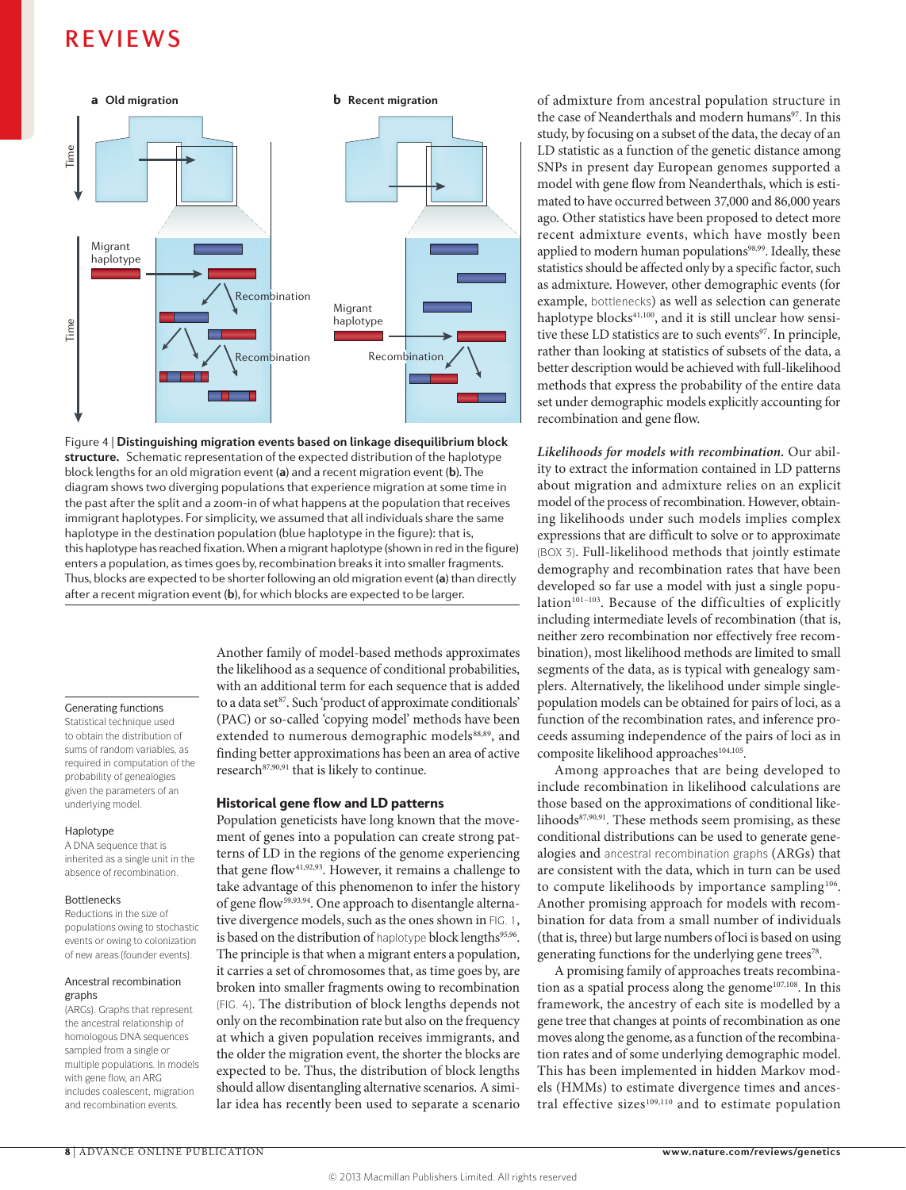a Old migration

b Recent migration

Time

Time

Migrant haplotype

Recombination

Recombination

Migrant haplotype

Recombination

Figure 4 | **Distinguishing migration events based on linkage disequilibrium block structure.** Schematic representation of the expected distribution of the haplotype block lengths for an old migration event (**a**) and a recent migration event (**b**). The diagram shows two diverging populations that experience migration at some time in the past after the split and a zoom-in of what happens at the population that receives immigrant haplotypes. For simplicity, we assumed that all individuals share the same haplotype in the destination population (blue haplotype in the figure): that is, this haplotype has reached fixation. When a migrant haplotype (shown in red in the figure) enters a population, as times goes by, recombination breaks it into smaller fragments. Thus, blocks are expected to be shorter following an old migration event (**a**) than directly after a recent migration event (**b**), for which blocks are expected to be larger.

Another family of model-based methods approximates the likelihood as a sequence of conditional probabilities, with an additional term for each sequence that is added to a data set[87]. Such 'product of approximate conditionals' (PAC) or so-called 'copying model' methods have been extended to numerous demographic models[88,89], and finding better approximations has been an area of active research[87,90,91] that is likely to continue.

## Historical gene flow and LD patterns

Population geneticists have long known that the movement of genes into a population can create strong patterns of LD in the regions of the genome experiencing that gene flow[41,92,93]. However, it remains a challenge to take advantage of this phenomenon to infer the history of gene flow[59,93,94]. One approach to disentangle alternative divergence models, such as the ones shown in FIG. 1, is based on the distribution of haplotype block lengths[95,96]. The principle is that when a migrant enters a population, it carries a set of chromosomes that, as time goes by, are broken into smaller fragments owing to recombination (FIG. 4). The distribution of block lengths depends not only on the recombination rate but also on the frequency at which a given population receives immigrants, and the older the migration event, the shorter the blocks are expected to be. Thus, the distribution of block lengths should allow disentangling alternative scenarios. A similar idea has recently been used to separate a scenario of admixture from ancestral population structure in the case of Neanderthals and modern humans[97]. In this study, by focusing on a subset of the data, the decay of an LD statistic as a function of the genetic distance among SNPs in present day European genomes supported a model with gene flow from Neanderthals, which is estimated to have occurred between 37,000 and 86,000 years ago. Other statistics have been proposed to detect more recent admixture events, which have mostly been applied to modern human populations[98,99]. Ideally, these statistics should be affected only by a specific factor, such as admixture. However, other demographic events (for example, bottlenecks) as well as selection can generate haplotype blocks[41,100], and it is still unclear how sensitive these LD statistics are to such events[97]. In principle, rather than looking at statistics of subsets of the data, a better description would be achieved with full-likelihood methods that express the probability of the entire data set under demographic models explicitly accounting for recombination and gene flow.

***Likelihoods for models with recombination.*** Our ability to extract the information contained in LD patterns about migration and admixture relies on an explicit model of the process of recombination. However, obtaining likelihoods under such models implies complex expressions that are difficult to solve or to approximate (BOX 3). Full-likelihood methods that jointly estimate demography and recombination rates that have been developed so far use a model with just a single population[101–103]. Because of the difficulties of explicitly including intermediate levels of recombination (that is, neither zero recombination nor effectively free recombination), most likelihood methods are limited to small segments of the data, as is typical with genealogy samplers. Alternatively, the likelihood under simple single-population models can be obtained for pairs of loci, as a function of the recombination rates, and inference proceeds assuming independence of the pairs of loci as in composite likelihood approaches[104,105].

Among approaches that are being developed to include recombination in likelihood calculations are those based on the approximations of conditional likelihoods[87,90,91]. These methods seem promising, as these conditional distributions can be used to generate genealogies and ancestral recombination graphs (ARGs) that are consistent with the data, which in turn can be used to compute likelihoods by importance sampling[106]. Another promising approach for models with recombination for data from a small number of individuals (that is, three) but large numbers of loci is based on using generating functions for the underlying gene trees[78].

A promising family of approaches treats recombination as a spatial process along the genome[107,108]. In this framework, the ancestry of each site is modelled by a gene tree that changes at points of recombination as one moves along the genome, as a function of the recombination rates and of some underlying demographic model. This has been implemented in hidden Markov models (HMMs) to estimate divergence times and ancestral effective sizes[109,110] and to estimate population

**Generating functions**
Statistical technique used to obtain the distribution of sums of random variables, as required in computation of the probability of genealogies given the parameters of an underlying model.

**Haplotype**
A DNA sequence that is inherited as a single unit in the absence of recombination.

**Bottlenecks**
Reductions in the size of populations owing to stochastic events or owing to colonization of new areas (founder events).

**Ancestral recombination graphs**
(ARGs). Graphs that represent the ancestral relationship of homologous DNA sequences sampled from a single or multiple populations. In models with gene flow, an ARG includes coalescent, migration and recombination events.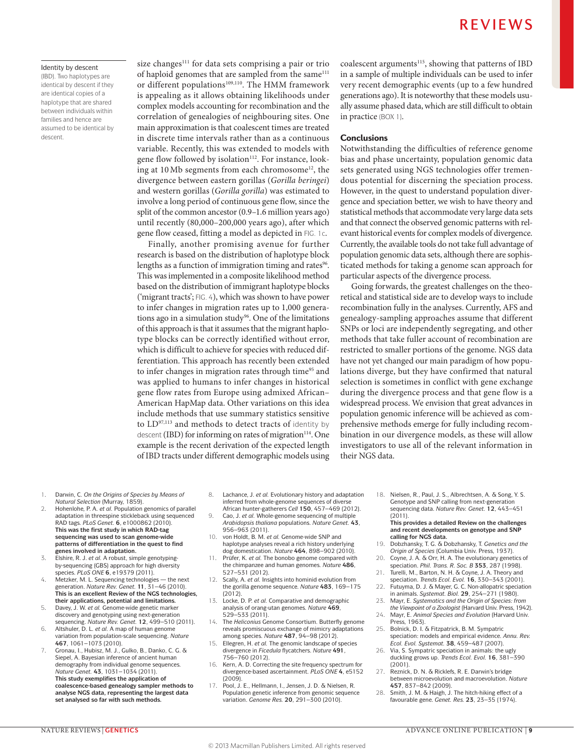size changes[111] for data sets comprising a pair or trio of haploid genomes that are sampled from the same[111] or different populations[109,110]. The HMM framework is appealing as it allows obtaining likelihoods under complex models accounting for recombination and the correlation of genealogies of neighbouring sites. One main approximation is that coalescent times are treated in discrete time intervals rather than as a continuous variable. Recently, this was extended to models with gene flow followed by isolation[112]. For instance, looking at 10 Mb segments from each chromosome[12], the divergence between eastern gorillas (*Gorilla beringei*) and western gorillas (*Gorilla gorilla*) was estimated to involve a long period of continuous gene flow, since the split of the common ancestor (0.9–1.6 million years ago) until recently (80,000–200,000 years ago), after which gene flow ceased, fitting a model as depicted in FIG. 1c.

Finally, another promising avenue for further research is based on the distribution of haplotype block lengths as a function of immigration timing and rates[96]. This was implemented in a composite likelihood method based on the distribution of immigrant haplotype blocks ('migrant tracts'; FIG. 4), which was shown to have power to infer changes in migration rates up to 1,000 generations ago in a simulation study[96]. One of the limitations of this approach is that it assumes that the migrant haplotype blocks can be correctly identified without error, which is difficult to achieve for species with reduced differentiation. This approach has recently been extended to infer changes in migration rates through time[95] and was applied to humans to infer changes in historical gene flow rates from Europe using admixed African–American HapMap data. Other variations on this idea include methods that use summary statistics sensitive to LD[97,113] and methods to detect tracts of identity by descent (IBD) for informing on rates of migration[114]. One example is the recent derivation of the expected length of IBD tracts under different demographic models using coalescent arguments[115], showing that patterns of IBD in a sample of multiple individuals can be used to infer very recent demographic events (up to a few hundred generations ago). It is noteworthy that these models usually assume phased data, which are still difficult to obtain in practice (BOX 1).

**Identity by descent**
(IBD). Two haplotypes are identical by descent if they are identical copies of a haplotype that are shared between individuals within families and hence are assumed to be identical by descent.

## Conclusions

Notwithstanding the difficulties of reference genome bias and phase uncertainty, population genomic data sets generated using NGS technologies offer tremendous potential for discerning the speciation process. However, in the quest to understand population divergence and speciation better, we wish to have theory and statistical methods that accommodate very large data sets and that connect the observed genomic patterns with relevant historical events for complex models of divergence. Currently, the available tools do not take full advantage of population genomic data sets, although there are sophisticated methods for taking a genome scan approach for particular aspects of the divergence process.

Going forwards, the greatest challenges on the theoretical and statistical side are to develop ways to include recombination fully in the analyses. Currently, AFS and genealogy-sampling approaches assume that different SNPs or loci are independently segregating, and other methods that take fuller account of recombination are restricted to smaller portions of the genome. NGS data have not yet changed our main paradigm of how populations diverge, but they have confirmed that natural selection is sometimes in conflict with gene exchange during the divergence process and that gene flow is a widespread process. We envision that great advances in population genomic inference will be achieved as comprehensive methods emerge for fully including recombination in our divergence models, as these will allow investigators to use all of the relevant information in their NGS data.

1. Darwin, C. *On the Origins of Species by Means of Natural Selection* (Murray, 1859).
2. Hohenlohe, P. A. *et al.* Population genomics of parallel adaptation in threespine stickleback using sequenced RAD tags. *PLoS Genet.* **6**, e1000862 (2010).
**This was the first study in which RAD-tag sequencing was used to scan genome-wide patterns of differentiation in the quest to find genes involved in adaptation.**
3. Elshire, R. J. *et al.* A robust, simple genotyping-by-sequencing (GBS) approach for high diversity species. *PLoS ONE* **6**, e19379 (2011).
4. Metzker, M. L. Sequencing technologies — the next generation. *Nature Rev. Genet.* **11**, 31–46 (2010).
**This is an excellent Review of the NGS technologies, their applications, potential and limitations.**
5. Davey, J. W. *et al.* Genome-wide genetic marker discovery and genotyping using next-generation sequencing. *Nature Rev. Genet.* **12**, 499–510 (2011).
6. Altshuler, D. L. *et al.* A map of human genome variation from population-scale sequencing. *Nature* **467**, 1061–1073 (2010).
7. Gronau, I., Hubisz, M. J., Gulko, B., Danko, C. G. & Siepel, A. Bayesian inference of ancient human demography from individual genome sequences. *Nature Genet.* **43**, 1031–1034 (2011).
**This study exemplifies the application of coalescence-based genealogy sampler methods to analyse NGS data, representing the largest data set analysed so far with such methods.**
8. Lachance, J. *et al.* Evolutionary history and adaptation inferred from whole-genome sequences of diverse African hunter-gatherers *Cell* **150**, 457–469 (2012).
9. Cao, J. *et al.* Whole-genome sequencing of multiple *Arabidopsis thaliana* populations. *Nature Genet.* **43**, 956–963 (2011).
10. von Holdt, B. M. *et al.* Genome-wide SNP and haplotype analyses reveal a rich history underlying dog domestication. *Nature* **464**, 898–902 (2010).
11. Prüfer, K. *et al.* The bonobo genome compared with the chimpanzee and human genomes. *Nature* **486**, 527–531 (2012).
12. Scally, A. *et al.* Insights into hominid evolution from the gorilla genome sequence. *Nature* **483**, 169–175 (2012).
13. Locke, D. P. *et al.* Comparative and demographic analysis of orang-utan genomes. *Nature* **469**, 529–533 (2011).
14. The *Heliconius* Genome Consortium. Butterfly genome reveals promiscuous exchange of mimicry adaptations among species. *Nature* **487**, 94–98 (2012).
15. Ellegren, H. *et al.* The genomic landscape of species divergence in *Ficedula* flycatchers. *Nature* **491**, 756–760 (2012).
16. Kern, A. D. Correcting the site frequency spectrum for divergence-based ascertainment. *PLoS ONE* **4**, e5152 (2009).
17. Pool, J. E., Hellmann, I., Jensen, J. D. & Nielsen, R. Population genetic inference from genomic sequence variation. *Genome Res.* **20**, 291–300 (2010).
18. Nielsen, R., Paul, J. S., Albrechtsen, A. & Song, Y. S. Genotype and SNP calling from next-generation sequencing data. *Nature Rev. Genet.* **12**, 443–451 (2011).
**This provides a detailed Review on the challenges and recent developments on genotype and SNP calling for NGS data.**
19. Dobzhansky, T. G. & Dobzhansky, T. *Genetics and the Origin of Species* (Columbia Univ. Press, 1937).
20. Coyne, J. A. & Orr, H. A. The evolutionary genetics of speciation. *Phil. Trans. R. Soc. B* **353**, 287 (1998).
21. Turelli, M., Barton, N. H. & Coyne, J. A. Theory and speciation. *Trends Ecol. Evol.* **16**, 330–343 (2001).
22. Futuyma, D. J. & Mayer, G. C. Non-allopatric speciation in animals. *Systemat. Biol.* **29**, 254–271 (1980).
23. Mayr, E. *Systematics and the Origin of Species: from the Viewpoint of a Zoologist* (Harvard Univ. Press, 1942).
24. Mayr, E. *Animal Species and Evolution* (Harvard Univ. Press, 1963).
25. Bolnick, D. I. & Fitzpatrick, B. M. Sympatric speciation: models and empirical evidence. *Annu. Rev. Ecol. Evol. Systemat.* **38**, 459–487 (2007).
26. Via, S. Sympatric speciation in animals: the ugly duckling grows up. *Trends Ecol. Evol.* **16**, 381–390 (2001).
27. Reznick, D. N. & Ricklefs, R. E. Darwin's bridge between microevolution and macroevolution. *Nature* **457**, 837–842 (2009).
28. Smith, J. M. & Haigh, J. The hitch-hiking effect of a favourable gene. *Genet. Res.* **23**, 23–35 (1974).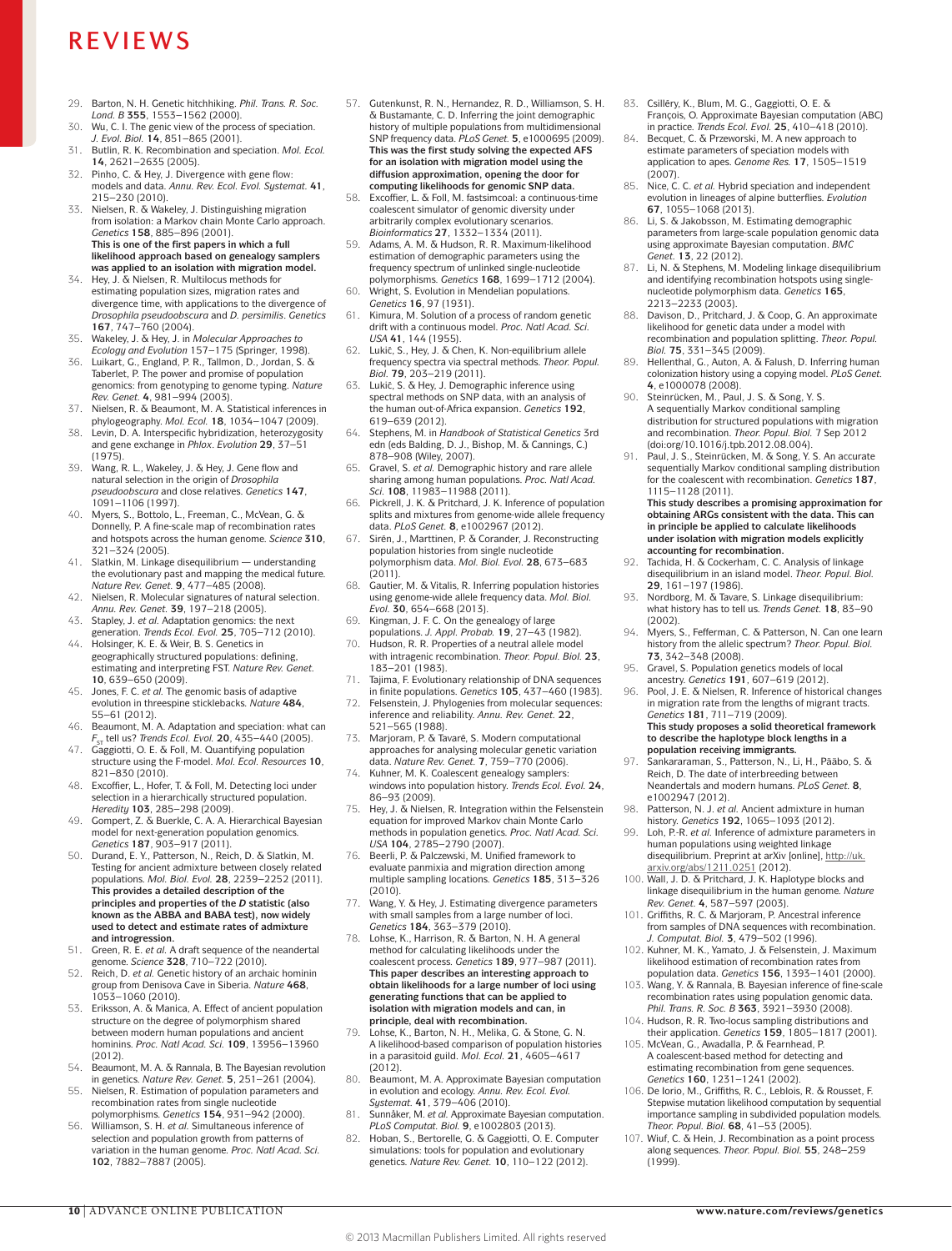29. Barton, N. H. Genetic hitchhiking. *Phil. Trans. R. Soc. Lond. B* **355**, 1553–1562 (2000).
30. Wu, C. I. The genic view of the process of speciation. *J. Evol. Biol.* **14**, 851–865 (2001).
31. Butlin, R. K. Recombination and speciation. *Mol. Ecol.* **14**, 2621–2635 (2005).
32. Pinho, C. & Hey, J. Divergence with gene flow: models and data. *Annu. Rev. Ecol. Evol. Systemat.* **41**, 215–230 (2010).
33. Nielsen, R. & Wakeley, J. Distinguishing migration from isolation: a Markov chain Monte Carlo approach. *Genetics* **158**, 885–896 (2001).
**This is one of the first papers in which a full likelihood approach based on genealogy samplers was applied to an isolation with migration model.**
34. Hey, J. & Nielsen, R. Multilocus methods for estimating population sizes, migration rates and divergence time, with applications to the divergence of *Drosophila pseudoobscura* and *D. persimilis*. *Genetics* **167**, 747–760 (2004).
35. Wakeley, J. & Hey, J. in *Molecular Approaches to Ecology and Evolution* 157–175 (Springer, 1998).
36. Luikart, G., England, P. R., Tallmon, D., Jordan, S. & Taberlet, P. The power and promise of population genomics: from genotyping to genome typing. *Nature Rev. Genet.* **4**, 981–994 (2003).
37. Nielsen, R. & Beaumont, M. A. Statistical inferences in phylogeography. *Mol. Ecol.* **18**, 1034–1047 (2009).
38. Levin, D. A. Interspecific hybridization, heterozygosity and gene exchange in *Phlox*. *Evolution* **29**, 37–51 (1975).
39. Wang, R. L., Wakeley, J. & Hey, J. Gene flow and natural selection in the origin of *Drosophila pseudoobscura* and close relatives. *Genetics* **147**, 1091–1106 (1997).
40. Myers, S., Bottolo, L., Freeman, C., McVean, G. & Donnelly, P. A fine-scale map of recombination rates and hotspots across the human genome. *Science* **310**, 321–324 (2005).
41. Slatkin, M. Linkage disequilibrium — understanding the evolutionary past and mapping the medical future. *Nature Rev. Genet.* **9**, 477–485 (2008).
42. Nielsen, R. Molecular signatures of natural selection. *Annu. Rev. Genet.* **39**, 197–218 (2005).
43. Stapley, J. *et al.* Adaptation genomics: the next generation. *Trends Ecol. Evol.* **25**, 705–712 (2010).
44. Holsinger, K. E. & Weir, B. S. Genetics in geographically structured populations: defining, estimating and interpreting FST. *Nature Rev. Genet.* **10**, 639–650 (2009).
45. Jones, F. C. *et al.* The genomic basis of adaptive evolution in threespine sticklebacks. *Nature* **484**, 55–61 (2012).
46. Beaumont, M. A. Adaptation and speciation: what can $F_{ST}$ tell us? *Trends Ecol. Evol.* **20**, 435–440 (2005).
47. Gaggiotti, O. E. & Foll, M. Quantifying population structure using the F-model. *Mol. Ecol. Resources* **10**, 821–830 (2010).
48. Excoffier, L., Hofer, T. & Foll, M. Detecting loci under selection in a hierarchically structured population. *Heredity* **103**, 285–298 (2009).
49. Gompert, Z. & Buerkle, C. A. A. Hierarchical Bayesian model for next-generation population genomics. *Genetics* **187**, 903–917 (2011).
50. Durand, E. Y., Patterson, N., Reich, D. & Slatkin, M. Testing for ancient admixture between closely related populations. *Mol. Biol. Evol.* **28**, 2239–2252 (2011).
**This provides a detailed description of the principles and properties of the *D* statistic (also known as the ABBA and BABA test), now widely used to detect and estimate rates of admixture and introgression.**
51. Green, R. E. *et al.* A draft sequence of the neandertal genome. *Science* **328**, 710–722 (2010).
52. Reich, D. *et al.* Genetic history of an archaic hominin group from Denisova Cave in Siberia. *Nature* **468**, 1053–1060 (2010).
53. Eriksson, A. & Manica, A. Effect of ancient population structure on the degree of polymorphism shared between modern human populations and ancient hominins. *Proc. Natl Acad. Sci.* **109**, 13956–13960 (2012).
54. Beaumont, M. A. & Rannala, B. The Bayesian revolution in genetics. *Nature Rev. Genet.* **5**, 251–261 (2004).
55. Nielsen, R. Estimation of population parameters and recombination rates from single nucleotide polymorphisms. *Genetics* **154**, 931–942 (2000).
56. Williamson, S. H. *et al.* Simultaneous inference of selection and population growth from patterns of variation in the human genome. *Proc. Natl Acad. Sci.* **102**, 7882–7887 (2005).
57. Gutenkunst, R. N., Hernandez, R. D., Williamson, S. H. & Bustamante, C. D. Inferring the joint demographic history of multiple populations from multidimensional SNP frequency data. *PLoS Genet.* **5**, e1000695 (2009).
**This was the first study solving the expected AFS for an isolation with migration model using the diffusion approximation, opening the door for computing likelihoods for genomic SNP data.**
58. Excoffier, L. & Foll, M. fastsimcoal: a continuous-time coalescent simulator of genomic diversity under arbitrarily complex evolutionary scenarios. *Bioinformatics* **27**, 1332–1334 (2011).
59. Adams, A. M. & Hudson, R. R. Maximum-likelihood estimation of demographic parameters using the frequency spectrum of unlinked single-nucleotide polymorphisms. *Genetics* **168**, 1699–1712 (2004).
60. Wright, S. Evolution in Mendelian populations. *Genetics* **16**, 97 (1931).
61. Kimura, M. Solution of a process of random genetic drift with a continuous model. *Proc. Natl Acad. Sci. USA* **41**, 144 (1955).
62. Lukić, S., Hey, J. & Chen, K. Non-equilibrium allele frequency spectra via spectral methods. *Theor. Popul. Biol.* **79**, 203–219 (2011).
63. Lukić, S. & Hey, J. Demographic inference using spectral methods on SNP data, with an analysis of the human out-of-Africa expansion. *Genetics* **192**, 619–639 (2012).
64. Stephens, M. in *Handbook of Statistical Genetics* 3rd edn (eds Balding, D. J., Bishop, M. & Cannings, C.) 878–908 (Wiley, 2007).
65. Gravel, S. *et al.* Demographic history and rare allele sharing among human populations. *Proc. Natl Acad. Sci.* **108**, 11983–11988 (2011).
66. Pickrell, J. K. & Pritchard, J. K. Inference of population splits and mixtures from genome-wide allele frequency data. *PLoS Genet.* **8**, e1002967 (2012).
67. Sirén, J., Marttinen, P. & Corander, J. Reconstructing population histories from single nucleotide polymorphism data. *Mol. Biol. Evol.* **28**, 673–683 (2011).
68. Gautier, M. & Vitalis, R. Inferring population histories using genome-wide allele frequency data. *Mol. Biol. Evol.* **30**, 654–668 (2013).
69. Kingman, J. F. C. On the genealogy of large populations. *J. Appl. Probab.* **19**, 27–43 (1982).
70. Hudson, R. R. Properties of a neutral allele model with intragenic recombination. *Theor. Popul. Biol.* **23**, 183–201 (1983).
71. Tajima, F. Evolutionary relationship of DNA sequences in finite populations. *Genetics* **105**, 437–460 (1983).
72. Felsenstein, J. Phylogenies from molecular sequences: inference and reliability. *Annu. Rev. Genet.* **22**, 521–565 (1988).
73. Marjoram, P. & Tavaré, S. Modern computational approaches for analysing molecular genetic variation data. *Nature Rev. Genet.* **7**, 759–770 (2006).
74. Kuhner, M. K. Coalescent genealogy samplers: windows into population history. *Trends Ecol. Evol.* **24**, 86–93 (2009).
75. Hey, J. & Nielsen, R. Integration within the Felsenstein equation for improved Markov chain Monte Carlo methods in population genetics. *Proc. Natl Acad. Sci. USA* **104**, 2785–2790 (2007).
76. Beerli, P. & Palczewski, M. Unified framework to evaluate panmixia and migration direction among multiple sampling locations. *Genetics* **185**, 313–326 (2010).
77. Wang, Y. & Hey, J. Estimating divergence parameters with small samples from a large number of loci. *Genetics* **184**, 363–379 (2010).
78. Lohse, K., Harrison, R. & Barton, N. H. A general method for calculating likelihoods under the coalescent process. *Genetics* **189**, 977–987 (2011).
**This paper describes an interesting approach to obtain likelihoods for a large number of loci using generating functions that can be applied to isolation with migration models and can, in principle, deal with recombination.**
79. Lohse, K., Barton, N. H., Melika, G. & Stone, G. N. A likelihood-based comparison of population histories in a parasitoid guild. *Mol. Ecol.* **21**, 4605–4617 (2012).
80. Beaumont, M. A. Approximate Bayesian computation in evolution and ecology. *Annu. Rev. Ecol. Evol. Systemat.* **41**, 379–406 (2010).
81. Sunnåker, M. *et al.* Approximate Bayesian computation. *PLoS Computat. Biol.* **9**, e1002803 (2013).
82. Hoban, S., Bertorelle, G. & Gaggiotti, O. E. Computer simulations: tools for population and evolutionary genetics. *Nature Rev. Genet.* **10**, 110–122 (2012).
83. Csilléry, K., Blum, M. G., Gaggiotti, O. E. & François, O. Approximate Bayesian computation (ABC) in practice. *Trends Ecol. Evol.* **25**, 410–418 (2010).
84. Becquet, C. & Przeworski, M. A new approach to estimate parameters of speciation models with application to apes. *Genome Res.* **17**, 1505–1519 (2007).
85. Nice, C. C. *et al.* Hybrid speciation and independent evolution in lineages of alpine butterflies. *Evolution* **67**, 1055–1068 (2013).
86. Li, S. & Jakobsson, M. Estimating demographic parameters from large-scale population genomic data using approximate Bayesian computation. *BMC Genet.* **13**, 22 (2012).
87. Li, N. & Stephens, M. Modeling linkage disequilibrium and identifying recombination hotspots using single-nucleotide polymorphism data. *Genetics* **165**, 2213–2233 (2003).
88. Davison, D., Pritchard, J. & Coop, G. An approximate likelihood for genetic data under a model with recombination and population splitting. *Theor. Popul. Biol.* **75**, 331–345 (2009).
89. Hellenthal, G., Auton, A. & Falush, D. Inferring human colonization history using a copying model. *PLoS Genet.* **4**, e1000078 (2008).
90. Steinrücken, M., Paul, J. S. & Song, Y. S. A sequentially Markov conditional sampling distribution for structured populations with migration and recombination. *Theor. Popul. Biol.* 7 Sep 2012 (doi:org/10.1016/j.tpb.2012.08.004).
91. Paul, J. S., Steinrücken, M. & Song, Y. S. An accurate sequentially Markov conditional sampling distribution for the coalescent with recombination. *Genetics* **187**, 1115–1128 (2011).
**This study describes a promising approximation for obtaining ARGs consistent with the data. This can in principle be applied to calculate likelihoods under isolation with migration models explicitly accounting for recombination.**
92. Tachida, H. & Cockerham, C. C. Analysis of linkage disequilibrium in an island model. *Theor. Popul. Biol.* **29**, 161–197 (1986).
93. Nordborg, M. & Tavare, S. Linkage disequilibrium: what history has to tell us. *Trends Genet.* **18**, 83–90 (2002).
94. Myers, S., Fefferman, C. & Patterson, N. Can one learn history from the allelic spectrum? *Theor. Popul. Biol.* **73**, 342–348 (2008).
95. Gravel, S. Population genetics models of local ancestry. *Genetics* **191**, 607–619 (2012).
96. Pool, J. E. & Nielsen, R. Inference of historical changes in migration rate from the lengths of migrant tracts. *Genetics* **181**, 711–719 (2009).
**This study proposes a solid theoretical framework to describe the haplotype block lengths in a population receiving immigrants.**
97. Sankararaman, S., Patterson, N., Li, H., Pääbo, S. & Reich, D. The date of interbreeding between Neandertals and modern humans. *PLoS Genet.* **8**, e1002947 (2012).
98. Patterson, N. J. *et al.* Ancient admixture in human history. *Genetics* **192**, 1065–1093 (2012).
99. Loh, P.-R. *et al.* Inference of admixture parameters in human populations using weighted linkage disequilibrium. Preprint at arXiv [online], http://uk.arxiv.org/abs/1211.0251 (2012).
100. Wall, J. D. & Pritchard, J. K. Haplotype blocks and linkage disequilibrium in the human genome. *Nature Rev. Genet.* **4**, 587–597 (2003).
101. Griffiths, R. C. & Marjoram, P. Ancestral inference from samples of DNA sequences with recombination. *J. Computat. Biol.* **3**, 479–502 (1996).
102. Kuhner, M. K., Yamato, J. & Felsenstein, J. Maximum likelihood estimation of recombination rates from population data. *Genetics* **156**, 1393–1401 (2000).
103. Wang, Y. & Rannala, B. Bayesian inference of fine-scale recombination rates using population genomic data. *Phil. Trans. R. Soc. B* **363**, 3921–3930 (2008).
104. Hudson, R. R. Two-locus sampling distributions and their application. *Genetics* **159**, 1805–1817 (2001).
105. McVean, G., Awadalla, P. & Fearnhead, P. A coalescent-based method for detecting and estimating recombination from gene sequences. *Genetics* **160**, 1231–1241 (2002).
106. De Iorio, M., Griffiths, R. C., Leblois, R. & Rousset, F. Stepwise mutation likelihood computation by sequential importance sampling in subdivided population models. *Theor. Popul. Biol.* **68**, 41–53 (2005).
107. Wiuf, C. & Hein, J. Recombination as a point process along sequences. *Theor. Popul. Biol.* **55**, 248–259 (1999).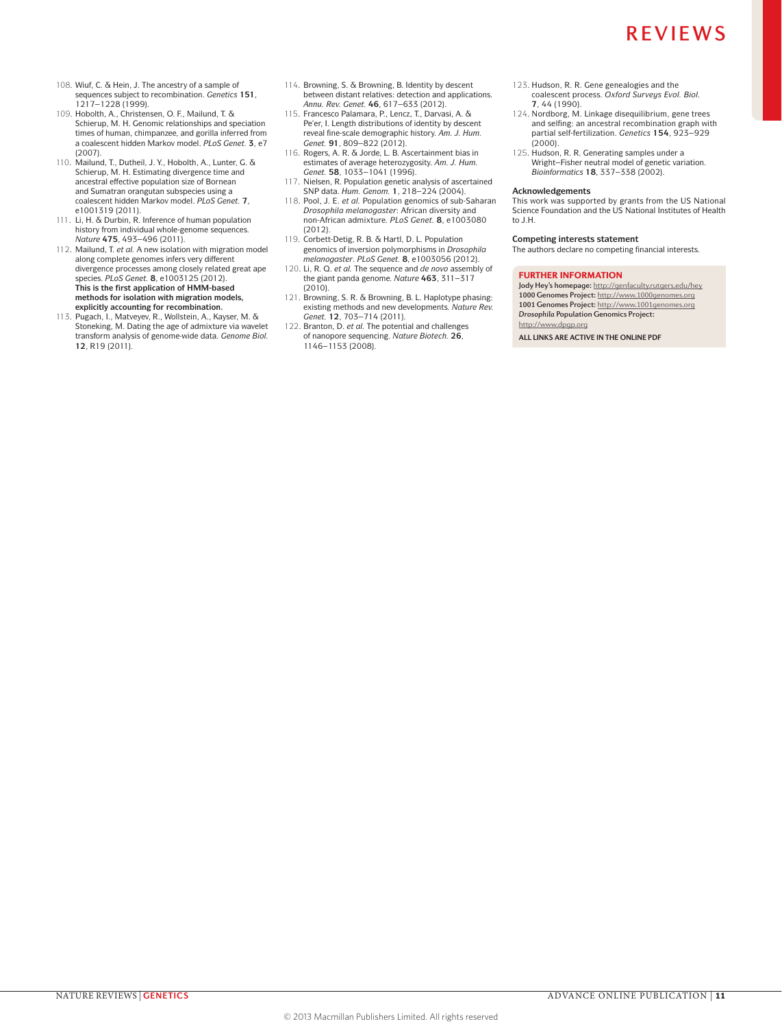108. Wiuf, C. & Hein, J. The ancestry of a sample of sequences subject to recombination. *Genetics* **151**, 1217–1228 (1999).
109. Hobolth, A., Christensen, O. F., Mailund, T. & Schierup, M. H. Genomic relationships and speciation times of human, chimpanzee, and gorilla inferred from a coalescent hidden Markov model. *PLoS Genet.* **3**, e7 (2007).
110. Mailund, T., Dutheil, J. Y., Hobolth, A., Lunter, G. & Schierup, M. H. Estimating divergence time and ancestral effective population size of Bornean and Sumatran orangutan subspecies using a coalescent hidden Markov model. *PLoS Genet.* **7**, e1001319 (2011).
111. Li, H. & Durbin, R. Inference of human population history from individual whole-genome sequences. *Nature* **475**, 493–496 (2011).
112. Mailund, T. *et al.* A new isolation with migration model along complete genomes infers very different divergence processes among closely related great ape species. *PLoS Genet.* **8**, e1003125 (2012).
**This is the first application of HMM-based methods for isolation with migration models, explicitly accounting for recombination.**
113. Pugach, I., Matveyev, R., Wollstein, A., Kayser, M. & Stoneking, M. Dating the age of admixture via wavelet transform analysis of genome-wide data. *Genome Biol.* **12**, R19 (2011).
114. Browning, S. & Browning, B. Identity by descent between distant relatives: detection and applications. *Annu. Rev. Genet.* **46**, 617–633 (2012).
115. Francesco Palamara, P., Lencz, T., Darvasi, A. & Pe'er, I. Length distributions of identity by descent reveal fine-scale demographic history. *Am. J. Hum. Genet.* **91**, 809–822 (2012).
116. Rogers, A. R. & Jorde, L. B. Ascertainment bias in estimates of average heterozygosity. *Am. J. Hum. Genet.* **58**, 1033–1041 (1996).
117. Nielsen, R. Population genetic analysis of ascertained SNP data. *Hum. Genom.* **1**, 218–224 (2004).
118. Pool, J. E. *et al.* Population genomics of sub-Saharan *Drosophila melanogaster*: African diversity and non-African admixture. *PLoS Genet.* **8**, e1003080 (2012).
119. Corbett-Detig, R. B. & Hartl, D. L. Population genomics of inversion polymorphisms in *Drosophila melanogaster*. *PLoS Genet.* **8**, e1003056 (2012).
120. Li, R. Q. *et al.* The sequence and *de novo* assembly of the giant panda genome. *Nature* **463**, 311–317 (2010).
121. Browning, S. R. & Browning, B. L. Haplotype phasing: existing methods and new developments. *Nature Rev. Genet.* **12**, 703–714 (2011).
122. Branton, D. *et al.* The potential and challenges of nanopore sequencing. *Nature Biotech.* **26**, 1146–1153 (2008).
123. Hudson, R. R. Gene genealogies and the coalescent process. *Oxford Surveys Evol. Biol.* **7**, 44 (1990).
124. Nordborg, M. Linkage disequilibrium, gene trees and selfing: an ancestral recombination graph with partial self-fertilization. *Genetics* **154**, 923–929 (2000).
125. Hudson, R. R. Generating samples under a Wright–Fisher neutral model of genetic variation. *Bioinformatics* **18**, 337–338 (2002).

### Acknowledgements

This work was supported by grants from the US National Science Foundation and the US National Institutes of Health to J.H.

### Competing interests statement

The authors declare no competing financial interests.

### FURTHER INFORMATION

**Jody Hey's homepage:** http://genfaculty.rutgers.edu/hey
**1000 Genomes Project:** http://www.1000genomes.org
**1001 Genomes Project:** http://www.1001genomes.org
***Drosophila* Population Genomics Project:** http://www.dpgp.org

**ALL LINKS ARE ACTIVE IN THE ONLINE PDF**